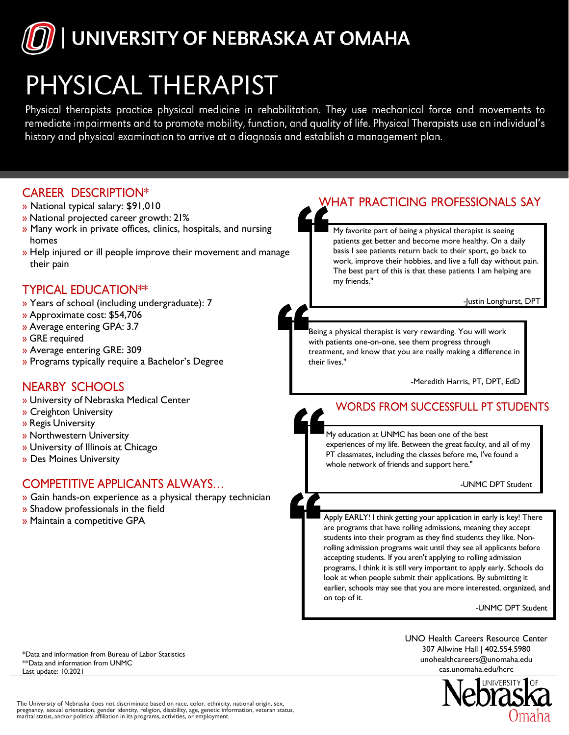# UNIVERSITY OF NEBRASKA AT OMAHA

# PHYSICAL THERAPIST

Physical therapists practice physical medicine in rehabilitation. They use mechanical force and movements to remediate impairments and to promote mobility, function, and quality of life. Physical Therapists use an individual's history and physical examination to arrive at a diagnosis and establish a management plan.

## CAREER DESCRIPTION*

- National typical salary: $91,010
- National projected career growth: 21%
- Many work in private offices, clinics, hospitals, and nursing homes
- Help injured or ill people improve their movement and manage their pain

## TYPICAL EDUCATION**

- Years of school (including undergraduate): 7
- Approximate cost: $54,706
- Average entering GPA: 3.7
- GRE required
- Average entering GRE: 309
- Programs typically require a Bachelor's Degree

## NEARBY SCHOOLS

- University of Nebraska Medical Center
- Creighton University
- Regis University
- Northwestern University
- University of Illinois at Chicago
- Des Moines University

## COMPETITIVE APPLICANTS ALWAYS...

- Gain hands-on experience as a physical therapy technician
- Shadow professionals in the field
- Maintain a competitive GPA

## WHAT PRACTICING PROFESSIONALS SAY

> My favorite part of being a physical therapist is seeing patients get better and become more healthy. On a daily basis I see patients return back to their sport, go back to work, improve their hobbies, and live a full day without pain. The best part of this is that these patients I am helping are my friends."
>
> -Justin Longhurst, DPT

> Being a physical therapist is very rewarding. You will work with patients one-on-one, see them progress through treatment, and know that you are really making a difference in their lives."
>
> -Meredith Harris, PT, DPT, EdD

## WORDS FROM SUCCESSFULL PT STUDENTS

> My education at UNMC has been one of the best experiences of my life. Between the great faculty, and all of my PT classmates, including the classes before me, I've found a whole network of friends and support here."
>
> -UNMC DPT Student

> Apply EARLY! I think getting your application in early is key! There are programs that have rolling admissions, meaning they accept students into their program as they find students they like. Non-rolling admission programs wait until they see all applicants before accepting students. If you aren't applying to rolling admission programs, I think it is still very important to apply early. Schools do look at when people submit their applications. By submitting it earlier, schools may see that you are more interested, organized, and on top of it.
>
> -UNMC DPT Student

*Data and information from Bureau of Labor Statistics
**Data and information from UNMC
Last update: 10.2021

UNO Health Careers Resource Center
307 Allwine Hall | 402.554.5980
unohealthcareers@unomaha.edu
cas.unomaha.edu/hcrc

University of Nebraska Omaha

The University of Nebraska does not discriminate based on race, color, ethnicity, national origin, sex, pregnancy, sexual orientation, gender identity, religion, disability, age, genetic information, veteran status, marital status, and/or political affiliation in its programs, activities, or employment.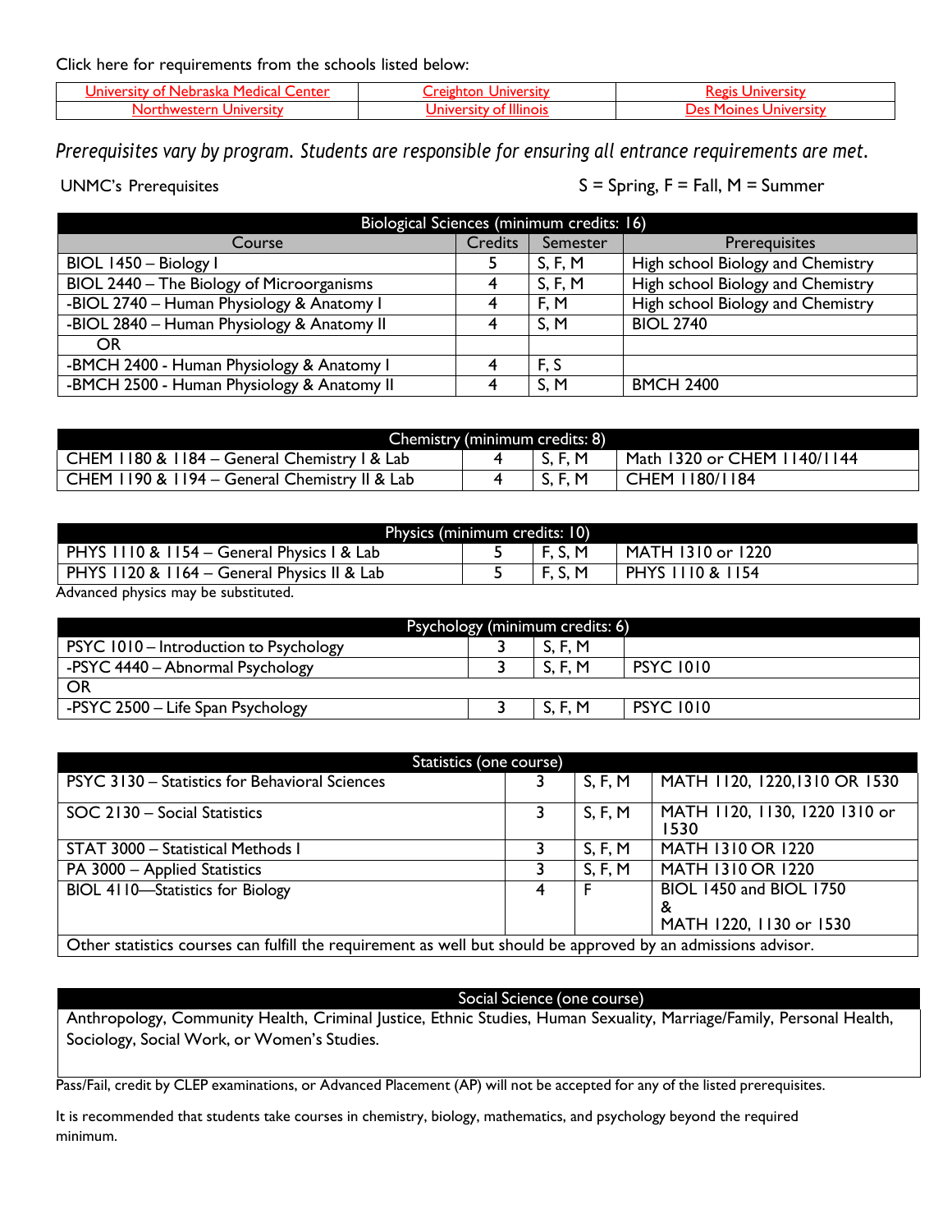Click here for requirements from the schools listed below:

| | | |
|---|---|---|
| University of Nebraska Medical Center | Creighton University | Regis University |
| Northwestern University | University of Illinois | Des Moines University |

*Prerequisites vary by program. Students are responsible for ensuring all entrance requirements are met.*

UNMC's Prerequisites

S = Spring, F = Fall, M = Summer

| Biological Sciences (minimum credits: 16) | | | |
|---|---|---|---|
| Course | Credits | Semester | Prerequisites |
| BIOL 1450 – Biology I | 5 | S, F, M | High school Biology and Chemistry |
| BIOL 2440 – The Biology of Microorganisms | 4 | S, F, M | High school Biology and Chemistry |
| -BIOL 2740 – Human Physiology & Anatomy I | 4 | F, M | High school Biology and Chemistry |
| -BIOL 2840 – Human Physiology & Anatomy II | 4 | S, M | BIOL 2740 |
| OR | | | |
| -BMCH 2400 - Human Physiology & Anatomy I | 4 | F, S | |
| -BMCH 2500 - Human Physiology & Anatomy II | 4 | S, M | BMCH 2400 |

| Chemistry (minimum credits: 8) | | | |
|---|---|---|---|
| CHEM 1180 & 1184 – General Chemistry I & Lab | 4 | S, F, M | Math 1320 or CHEM 1140/1144 |
| CHEM 1190 & 1194 – General Chemistry II & Lab | 4 | S, F, M | CHEM 1180/1184 |

| Physics (minimum credits: 10) | | | |
|---|---|---|---|
| PHYS 1110 & 1154 – General Physics I & Lab | 5 | F, S, M | MATH 1310 or 1220 |
| PHYS 1120 & 1164 – General Physics II & Lab | 5 | F, S, M | PHYS 1110 & 1154 |

Advanced physics may be substituted.

| Psychology (minimum credits: 6) | | | |
|---|---|---|---|
| PSYC 1010 – Introduction to Psychology | 3 | S, F, M | |
| -PSYC 4440 – Abnormal Psychology | 3 | S, F, M | PSYC 1010 |
| OR | | | |
| -PSYC 2500 – Life Span Psychology | 3 | S, F, M | PSYC 1010 |

| Statistics (one course) | | | |
|---|---|---|---|
| PSYC 3130 – Statistics for Behavioral Sciences | 3 | S, F, M | MATH 1120, 1220,1310 OR 1530 |
| SOC 2130 – Social Statistics | 3 | S, F, M | MATH 1120, 1130, 1220 1310 or 1530 |
| STAT 3000 – Statistical Methods I | 3 | S, F, M | MATH 1310 OR 1220 |
| PA 3000 – Applied Statistics | 3 | S, F, M | MATH 1310 OR 1220 |
| BIOL 4110—Statistics for Biology | 4 | F | BIOL 1450 and BIOL 1750 & MATH 1220, 1130 or 1530 |
| Other statistics courses can fulfill the requirement as well but should be approved by an admissions advisor. | | | |

| Social Science (one course) |
|---|
| Anthropology, Community Health, Criminal Justice, Ethnic Studies, Human Sexuality, Marriage/Family, Personal Health, Sociology, Social Work, or Women's Studies. |

Pass/Fail, credit by CLEP examinations, or Advanced Placement (AP) will not be accepted for any of the listed prerequisites.

It is recommended that students take courses in chemistry, biology, mathematics, and psychology beyond the required minimum.